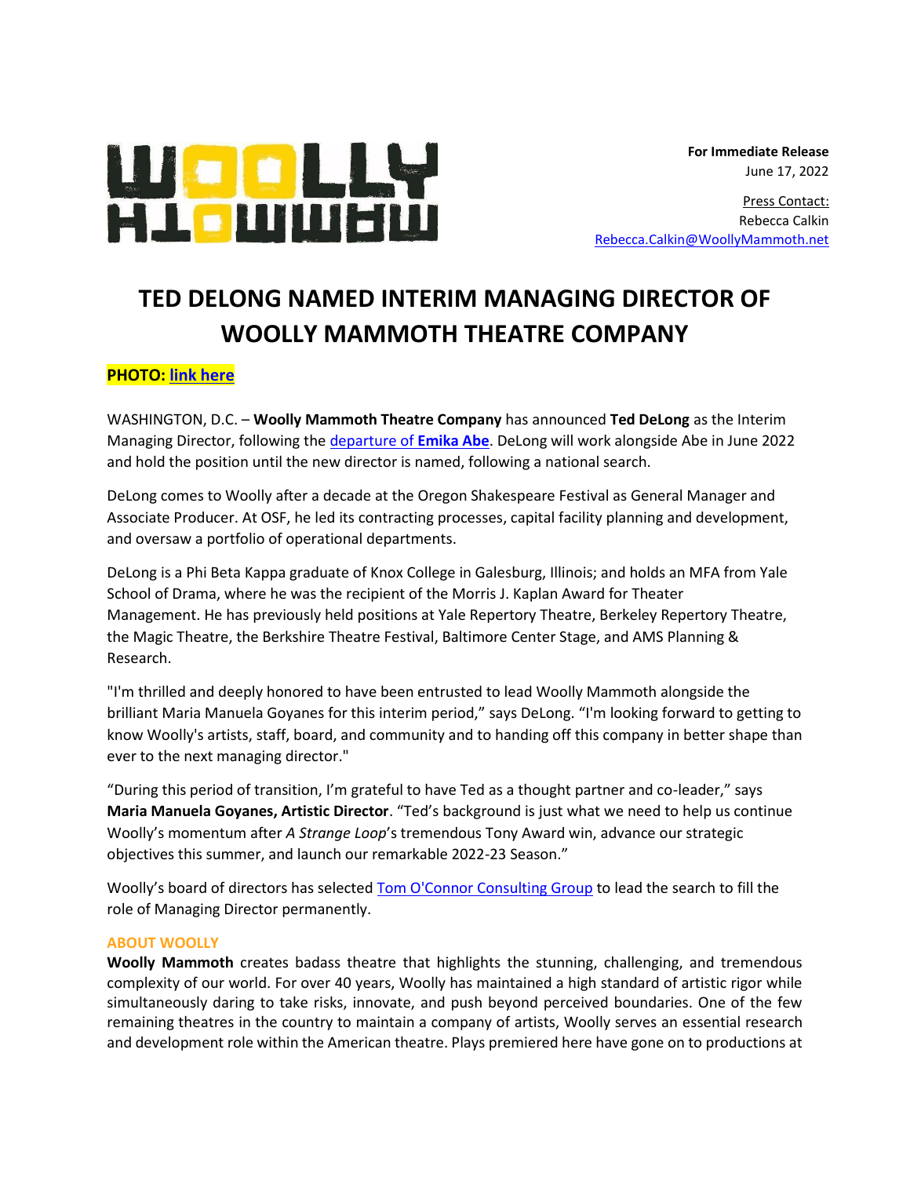**For Immediate Release**
June 17, 2022

Press Contact:
Rebecca Calkin
Rebecca.Calkin@WoollyMammoth.net

# TED DELONG NAMED INTERIM MANAGING DIRECTOR OF WOOLLY MAMMOTH THEATRE COMPANY

**PHOTO: link here**

WASHINGTON, D.C. – **Woolly Mammoth Theatre Company** has announced **Ted DeLong** as the Interim Managing Director, following the departure of **Emika Abe**. DeLong will work alongside Abe in June 2022 and hold the position until the new director is named, following a national search.

DeLong comes to Woolly after a decade at the Oregon Shakespeare Festival as General Manager and Associate Producer. At OSF, he led its contracting processes, capital facility planning and development, and oversaw a portfolio of operational departments.

DeLong is a Phi Beta Kappa graduate of Knox College in Galesburg, Illinois; and holds an MFA from Yale School of Drama, where he was the recipient of the Morris J. Kaplan Award for Theater Management. He has previously held positions at Yale Repertory Theatre, Berkeley Repertory Theatre, the Magic Theatre, the Berkshire Theatre Festival, Baltimore Center Stage, and AMS Planning & Research.

"I'm thrilled and deeply honored to have been entrusted to lead Woolly Mammoth alongside the brilliant Maria Manuela Goyanes for this interim period," says DeLong. "I'm looking forward to getting to know Woolly's artists, staff, board, and community and to handing off this company in better shape than ever to the next managing director."

"During this period of transition, I'm grateful to have Ted as a thought partner and co-leader," says **Maria Manuela Goyanes, Artistic Director**. "Ted's background is just what we need to help us continue Woolly's momentum after *A Strange Loop*'s tremendous Tony Award win, advance our strategic objectives this summer, and launch our remarkable 2022-23 Season."

Woolly's board of directors has selected Tom O'Connor Consulting Group to lead the search to fill the role of Managing Director permanently.

**ABOUT WOOLLY**

**Woolly Mammoth** creates badass theatre that highlights the stunning, challenging, and tremendous complexity of our world. For over 40 years, Woolly has maintained a high standard of artistic rigor while simultaneously daring to take risks, innovate, and push beyond perceived boundaries. One of the few remaining theatres in the country to maintain a company of artists, Woolly serves an essential research and development role within the American theatre. Plays premiered here have gone on to productions at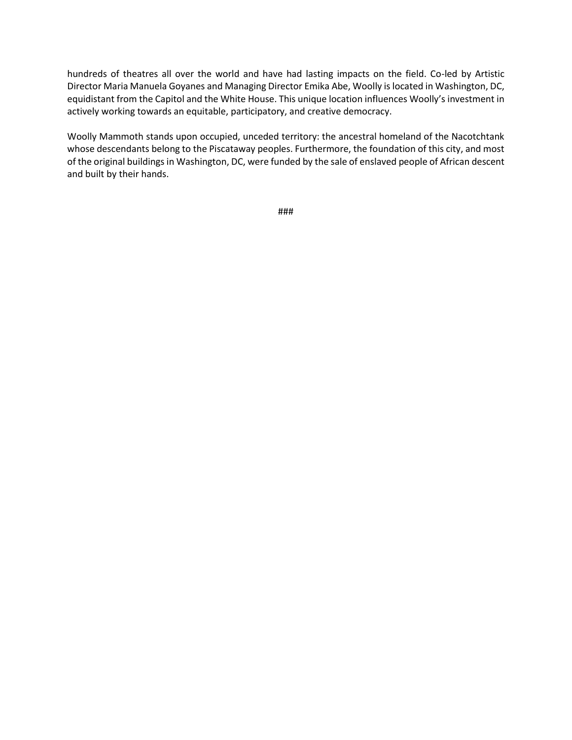hundreds of theatres all over the world and have had lasting impacts on the field. Co-led by Artistic Director Maria Manuela Goyanes and Managing Director Emika Abe, Woolly is located in Washington, DC, equidistant from the Capitol and the White House. This unique location influences Woolly's investment in actively working towards an equitable, participatory, and creative democracy.

Woolly Mammoth stands upon occupied, unceded territory: the ancestral homeland of the Nacotchtank whose descendants belong to the Piscataway peoples. Furthermore, the foundation of this city, and most of the original buildings in Washington, DC, were funded by the sale of enslaved people of African descent and built by their hands.

###